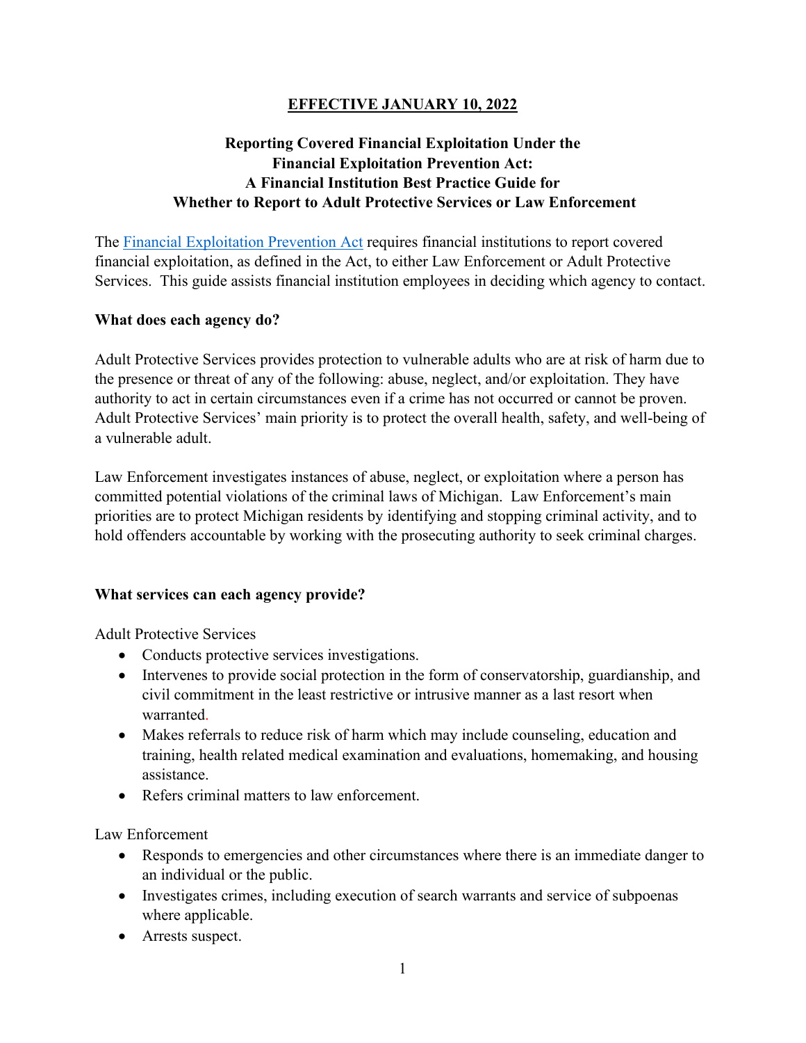**EFFECTIVE JANUARY 10, 2022**

# Reporting Covered Financial Exploitation Under the Financial Exploitation Prevention Act: A Financial Institution Best Practice Guide for Whether to Report to Adult Protective Services or Law Enforcement

The [Financial Exploitation Prevention Act](Financial Exploitation Prevention Act) requires financial institutions to report covered financial exploitation, as defined in the Act, to either Law Enforcement or Adult Protective Services. This guide assists financial institution employees in deciding which agency to contact.

## What does each agency do?

Adult Protective Services provides protection to vulnerable adults who are at risk of harm due to the presence or threat of any of the following: abuse, neglect, and/or exploitation. They have authority to act in certain circumstances even if a crime has not occurred or cannot be proven. Adult Protective Services' main priority is to protect the overall health, safety, and well-being of a vulnerable adult.

Law Enforcement investigates instances of abuse, neglect, or exploitation where a person has committed potential violations of the criminal laws of Michigan. Law Enforcement's main priorities are to protect Michigan residents by identifying and stopping criminal activity, and to hold offenders accountable by working with the prosecuting authority to seek criminal charges.

## What services can each agency provide?

Adult Protective Services

- Conducts protective services investigations.
- Intervenes to provide social protection in the form of conservatorship, guardianship, and civil commitment in the least restrictive or intrusive manner as a last resort when warranted.
- Makes referrals to reduce risk of harm which may include counseling, education and training, health related medical examination and evaluations, homemaking, and housing assistance.
- Refers criminal matters to law enforcement.

Law Enforcement

- Responds to emergencies and other circumstances where there is an immediate danger to an individual or the public.
- Investigates crimes, including execution of search warrants and service of subpoenas where applicable.
- Arrests suspect.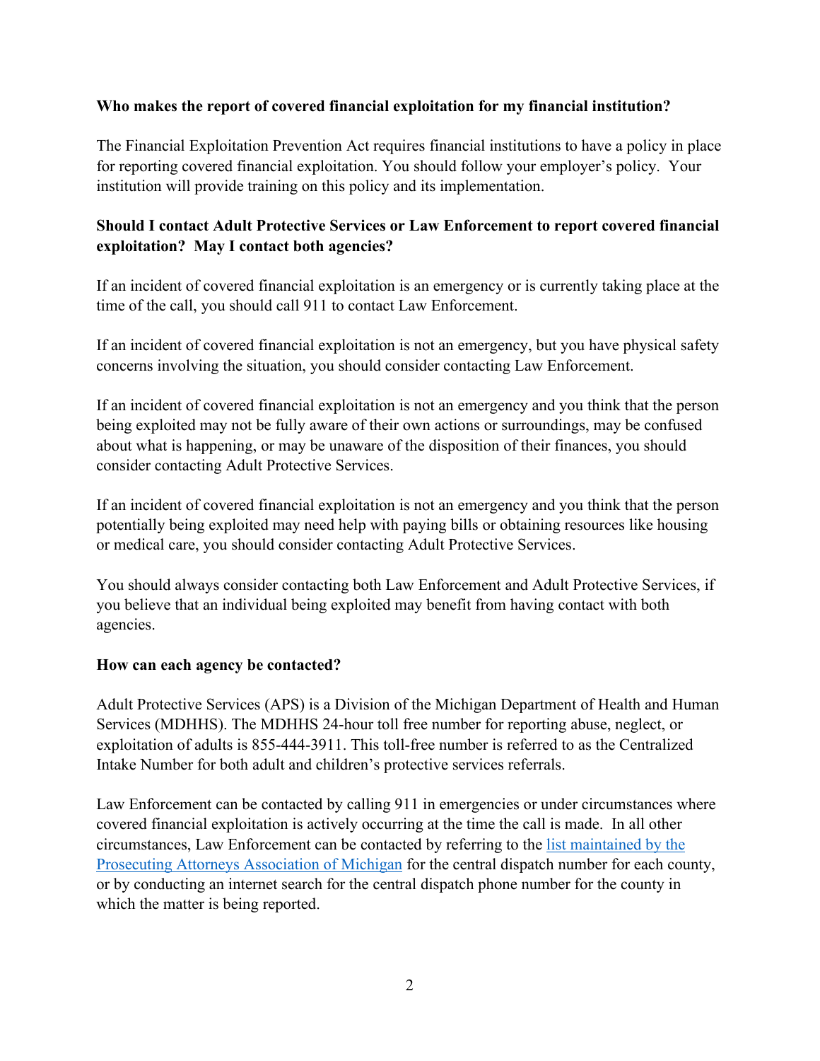**Who makes the report of covered financial exploitation for my financial institution?**

The Financial Exploitation Prevention Act requires financial institutions to have a policy in place for reporting covered financial exploitation. You should follow your employer's policy. Your institution will provide training on this policy and its implementation.

**Should I contact Adult Protective Services or Law Enforcement to report covered financial exploitation? May I contact both agencies?**

If an incident of covered financial exploitation is an emergency or is currently taking place at the time of the call, you should call 911 to contact Law Enforcement.

If an incident of covered financial exploitation is not an emergency, but you have physical safety concerns involving the situation, you should consider contacting Law Enforcement.

If an incident of covered financial exploitation is not an emergency and you think that the person being exploited may not be fully aware of their own actions or surroundings, may be confused about what is happening, or may be unaware of the disposition of their finances, you should consider contacting Adult Protective Services.

If an incident of covered financial exploitation is not an emergency and you think that the person potentially being exploited may need help with paying bills or obtaining resources like housing or medical care, you should consider contacting Adult Protective Services.

You should always consider contacting both Law Enforcement and Adult Protective Services, if you believe that an individual being exploited may benefit from having contact with both agencies.

**How can each agency be contacted?**

Adult Protective Services (APS) is a Division of the Michigan Department of Health and Human Services (MDHHS). The MDHHS 24-hour toll free number for reporting abuse, neglect, or exploitation of adults is 855-444-3911. This toll-free number is referred to as the Centralized Intake Number for both adult and children's protective services referrals.

Law Enforcement can be contacted by calling 911 in emergencies or under circumstances where covered financial exploitation is actively occurring at the time the call is made. In all other circumstances, Law Enforcement can be contacted by referring to the list maintained by the Prosecuting Attorneys Association of Michigan for the central dispatch number for each county, or by conducting an internet search for the central dispatch phone number for the county in which the matter is being reported.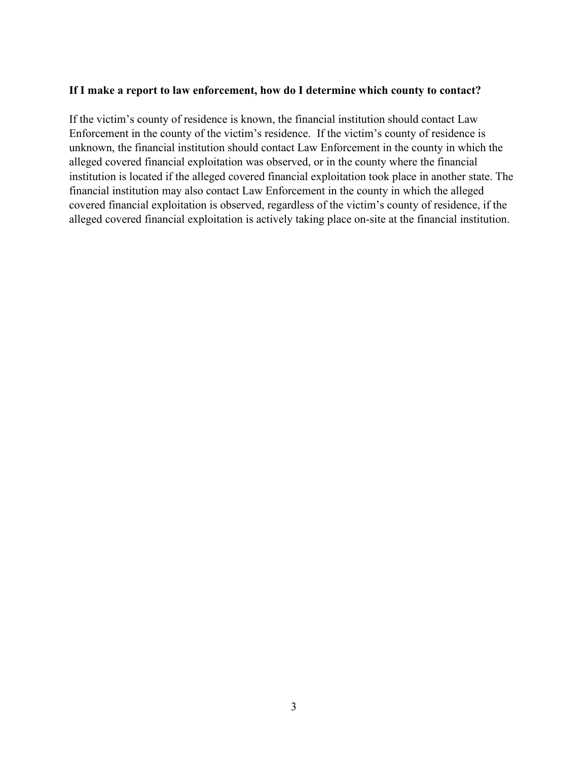**If I make a report to law enforcement, how do I determine which county to contact?**

If the victim's county of residence is known, the financial institution should contact Law Enforcement in the county of the victim's residence. If the victim's county of residence is unknown, the financial institution should contact Law Enforcement in the county in which the alleged covered financial exploitation was observed, or in the county where the financial institution is located if the alleged covered financial exploitation took place in another state. The financial institution may also contact Law Enforcement in the county in which the alleged covered financial exploitation is observed, regardless of the victim's county of residence, if the alleged covered financial exploitation is actively taking place on-site at the financial institution.